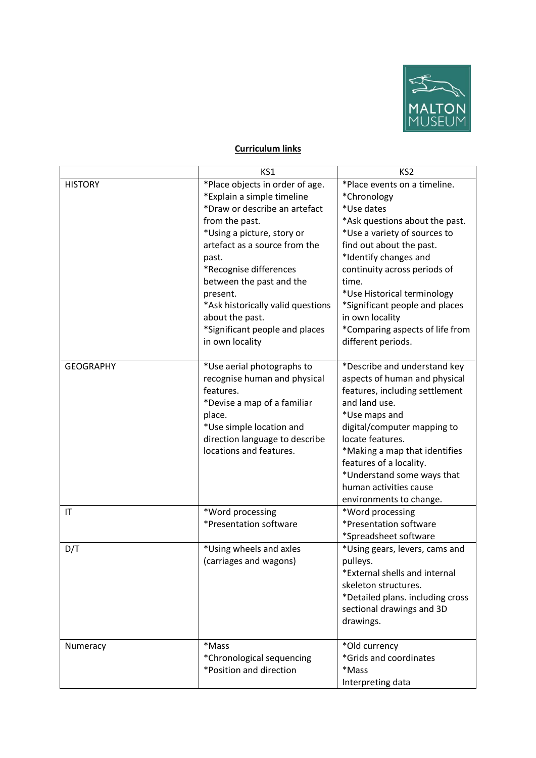## Curriculum links

| | KS1 | KS2 |
|---|---|---|
| HISTORY | *Place objects in order of age.<br>*Explain a simple timeline<br>*Draw or describe an artefact from the past.<br>*Using a picture, story or artefact as a source from the past.<br>*Recognise differences between the past and the present.<br>*Ask historically valid questions about the past.<br>*Significant people and places in own locality | *Place events on a timeline.<br>*Chronology<br>*Use dates<br>*Ask questions about the past.<br>*Use a variety of sources to find out about the past.<br>*Identify changes and continuity across periods of time.<br>*Use Historical terminology<br>*Significant people and places in own locality<br>*Comparing aspects of life from different periods. |
| GEOGRAPHY | *Use aerial photographs to recognise human and physical features.<br>*Devise a map of a familiar place.<br>*Use simple location and direction language to describe locations and features. | *Describe and understand key aspects of human and physical features, including settlement and land use.<br>*Use maps and digital/computer mapping to locate features.<br>*Making a map that identifies features of a locality.<br>*Understand some ways that human activities cause environments to change. |
| IT | *Word processing<br>*Presentation software | *Word processing<br>*Presentation software<br>*Spreadsheet software |
| D/T | *Using wheels and axles (carriages and wagons) | *Using gears, levers, cams and pulleys.<br>*External shells and internal skeleton structures.<br>*Detailed plans. including cross sectional drawings and 3D drawings. |
| Numeracy | *Mass<br>*Chronological sequencing<br>*Position and direction | *Old currency<br>*Grids and coordinates<br>*Mass<br>Interpreting data |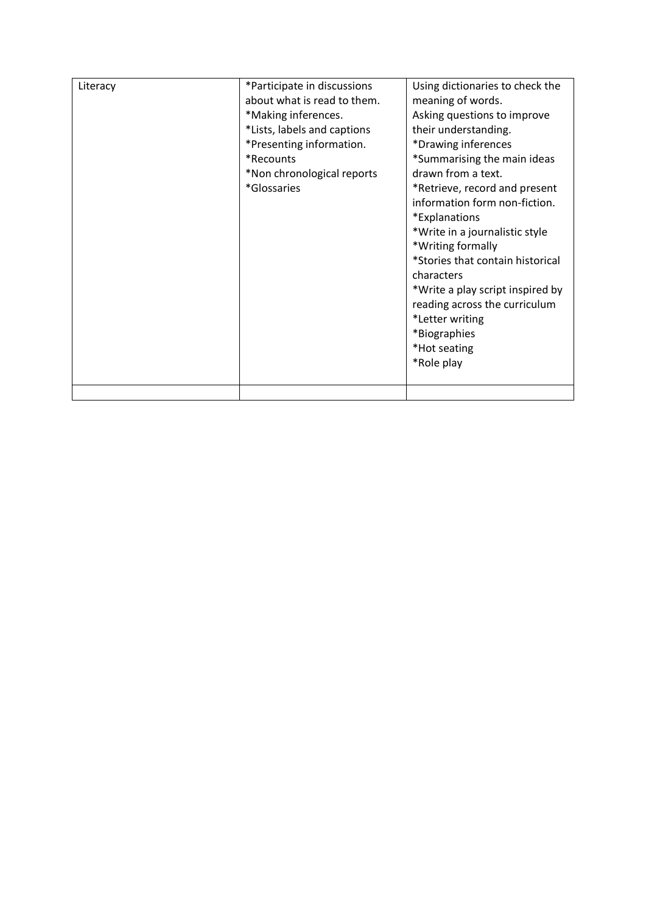| | | |
|---|---|---|
| Literacy | *Participate in discussions about what is read to them.<br>*Making inferences.<br>*Lists, labels and captions<br>*Presenting information.<br>*Recounts<br>*Non chronological reports<br>*Glossaries | Using dictionaries to check the meaning of words.<br>Asking questions to improve their understanding.<br>*Drawing inferences<br>*Summarising the main ideas drawn from a text.<br>*Retrieve, record and present information form non-fiction.<br>*Explanations<br>*Write in a journalistic style<br>*Writing formally<br>*Stories that contain historical characters<br>*Write a play script inspired by reading across the curriculum<br>*Letter writing<br>*Biographies<br>*Hot seating<br>*Role play |
| | | |